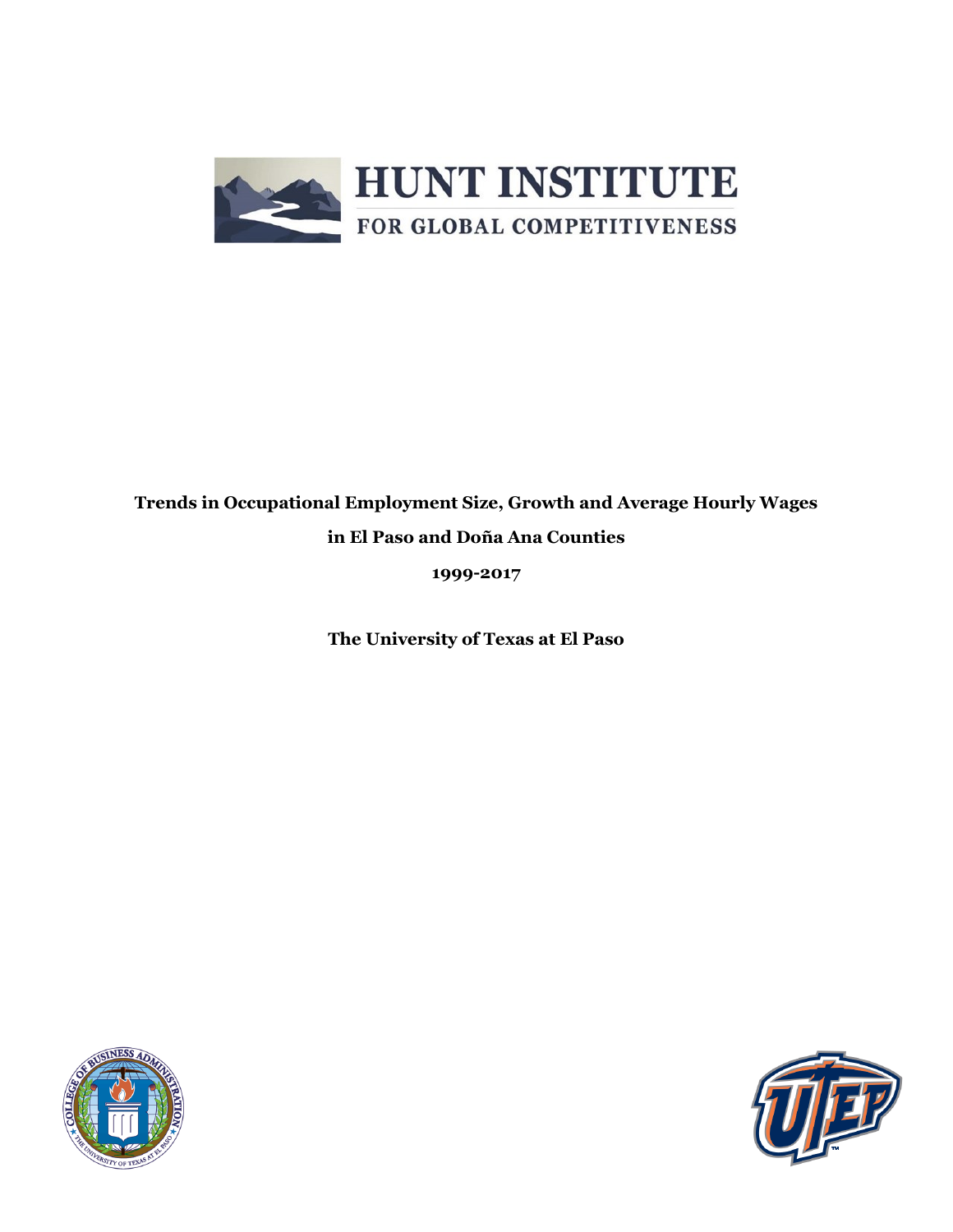# HUNT INSTITUTE

FOR GLOBAL COMPETITIVENESS

**Trends in Occupational Employment Size, Growth and Average Hourly Wages**

**in El Paso and Doña Ana Counties**

**1999-2017**

**The University of Texas at El Paso**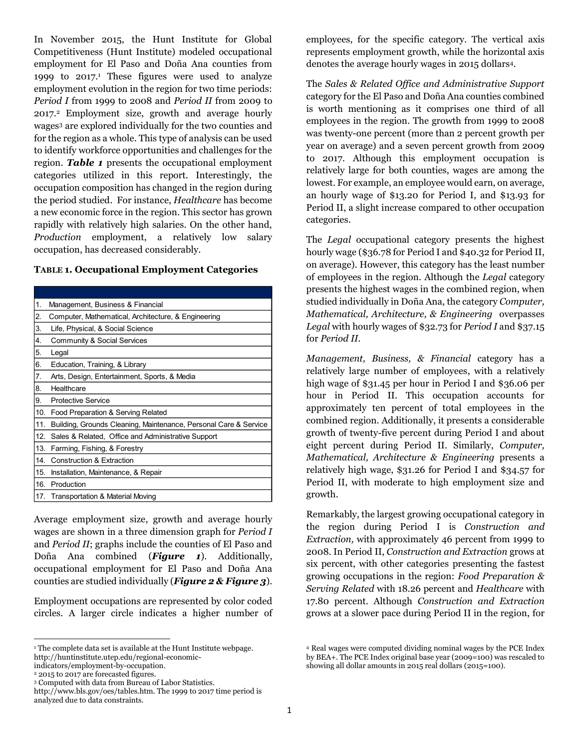In November 2015, the Hunt Institute for Global Competitiveness (Hunt Institute) modeled occupational employment for El Paso and Doña Ana counties from 1999 to 2017.[1] These figures were used to analyze employment evolution in the region for two time periods: *Period I* from 1999 to 2008 and *Period II* from 2009 to 2017.[2] Employment size, growth and average hourly wages[3] are explored individually for the two counties and for the region as a whole. This type of analysis can be used to identify workforce opportunities and challenges for the region. ***Table 1*** presents the occupational employment categories utilized in this report. Interestingly, the occupation composition has changed in the region during the period studied. For instance, *Healthcare* has become a new economic force in the region. This sector has grown rapidly with relatively high salaries. On the other hand, *Production* employment, a relatively low salary occupation, has decreased considerably.

**TABLE 1. Occupational Employment Categories**

| | |
|---|---|
| 1. | Management, Business & Financial |
| 2. | Computer, Mathematical, Architecture, & Engineering |
| 3. | Life, Physical, & Social Science |
| 4. | Community & Social Services |
| 5. | Legal |
| 6. | Education, Training, & Library |
| 7. | Arts, Design, Entertainment, Sports, & Media |
| 8. | Healthcare |
| 9. | Protective Service |
| 10. | Food Preparation & Serving Related |
| 11. | Building, Grounds Cleaning, Maintenance, Personal Care & Service |
| 12. | Sales & Related, Office and Administrative Support |
| 13. | Farming, Fishing, & Forestry |
| 14. | Construction & Extraction |
| 15. | Installation, Maintenance, & Repair |
| 16. | Production |
| 17. | Transportation & Material Moving |

Average employment size, growth and average hourly wages are shown in a three dimension graph for *Period I* and *Period II*; graphs include the counties of El Paso and Doña Ana combined (***Figure 1***). Additionally, occupational employment for El Paso and Doña Ana counties are studied individually (***Figure 2 & Figure 3***).

Employment occupations are represented by color coded circles. A larger circle indicates a higher number of employees, for the specific category. The vertical axis represents employment growth, while the horizontal axis denotes the average hourly wages in 2015 dollars[4].

The *Sales & Related Office and Administrative Support* category for the El Paso and Doña Ana counties combined is worth mentioning as it comprises one third of all employees in the region. The growth from 1999 to 2008 was twenty-one percent (more than 2 percent growth per year on average) and a seven percent growth from 2009 to 2017. Although this employment occupation is relatively large for both counties, wages are among the lowest. For example, an employee would earn, on average, an hourly wage of $13.20 for Period I, and $13.93 for Period II, a slight increase compared to other occupation categories.

The *Legal* occupational category presents the highest hourly wage ($36.78 for Period I and $40.32 for Period II, on average). However, this category has the least number of employees in the region. Although the *Legal* category presents the highest wages in the combined region, when studied individually in Doña Ana, the category *Computer, Mathematical, Architecture, & Engineering* overpasses *Legal* with hourly wages of $32.73 for *Period I* and $37.15 for *Period II*.

*Management, Business, & Financial* category has a relatively large number of employees, with a relatively high wage of $31.45 per hour in Period I and $36.06 per hour in Period II. This occupation accounts for approximately ten percent of total employees in the combined region. Additionally, it presents a considerable growth of twenty-five percent during Period I and about eight percent during Period II. Similarly, *Computer, Mathematical, Architecture & Engineering* presents a relatively high wage, $31.26 for Period I and $34.57 for Period II, with moderate to high employment size and growth.

Remarkably, the largest growing occupational category in the region during Period I is *Construction and Extraction,* with approximately 46 percent from 1999 to 2008. In Period II, *Construction and Extraction* grows at six percent, with other categories presenting the fastest growing occupations in the region: *Food Preparation & Serving Related* with 18.26 percent and *Healthcare* with 17.80 percent. Although *Construction and Extraction* grows at a slower pace during Period II in the region, for

---

[1] The complete data set is available at the Hunt Institute webpage. http://huntinstitute.utep.edu/regional-economic-indicators/employment-by-occupation.

[2] 2015 to 2017 are forecasted figures.

[3] Computed with data from Bureau of Labor Statistics. http://www.bls.gov/oes/tables.htm. The 1999 to 2017 time period is analyzed due to data constraints.

[4] Real wages were computed dividing nominal wages by the PCE Index by BEA+. The PCE Index original base year (2009=100) was rescaled to showing all dollar amounts in 2015 real dollars (2015=100).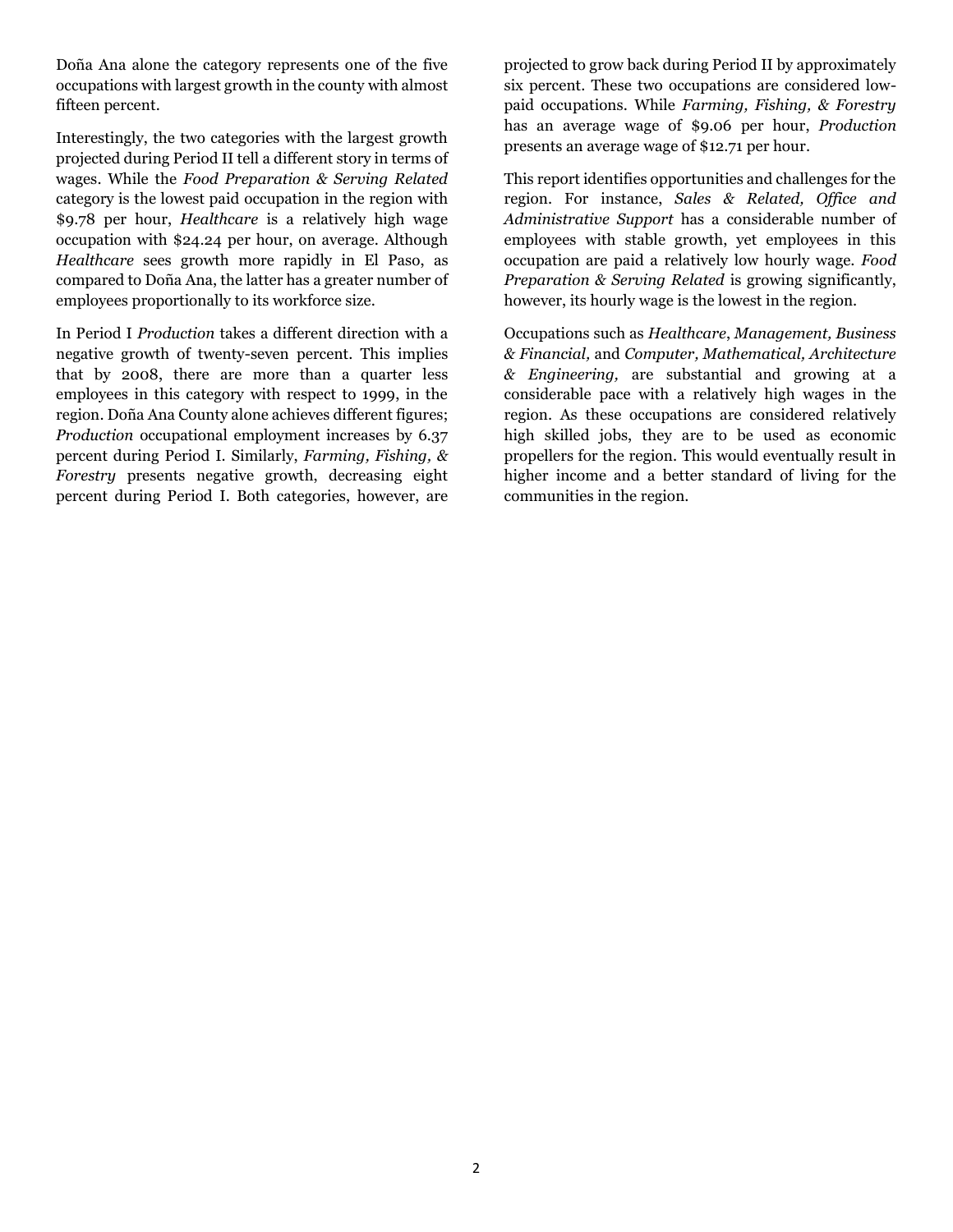Doña Ana alone the category represents one of the five occupations with largest growth in the county with almost fifteen percent.

Interestingly, the two categories with the largest growth projected during Period II tell a different story in terms of wages. While the *Food Preparation & Serving Related* category is the lowest paid occupation in the region with $9.78 per hour, *Healthcare* is a relatively high wage occupation with $24.24 per hour, on average. Although *Healthcare* sees growth more rapidly in El Paso, as compared to Doña Ana, the latter has a greater number of employees proportionally to its workforce size.

In Period I *Production* takes a different direction with a negative growth of twenty-seven percent. This implies that by 2008, there are more than a quarter less employees in this category with respect to 1999, in the region. Doña Ana County alone achieves different figures; *Production* occupational employment increases by 6.37 percent during Period I. Similarly, *Farming, Fishing, & Forestry* presents negative growth, decreasing eight percent during Period I. Both categories, however, are projected to grow back during Period II by approximately six percent. These two occupations are considered low-paid occupations. While *Farming, Fishing, & Forestry* has an average wage of $9.06 per hour, *Production* presents an average wage of $12.71 per hour.

This report identifies opportunities and challenges for the region. For instance, *Sales & Related, Office and Administrative Support* has a considerable number of employees with stable growth, yet employees in this occupation are paid a relatively low hourly wage. *Food Preparation & Serving Related* is growing significantly, however, its hourly wage is the lowest in the region.

Occupations such as *Healthcare*, *Management, Business & Financial,* and *Computer, Mathematical, Architecture & Engineering,* are substantial and growing at a considerable pace with a relatively high wages in the region. As these occupations are considered relatively high skilled jobs, they are to be used as economic propellers for the region. This would eventually result in higher income and a better standard of living for the communities in the region.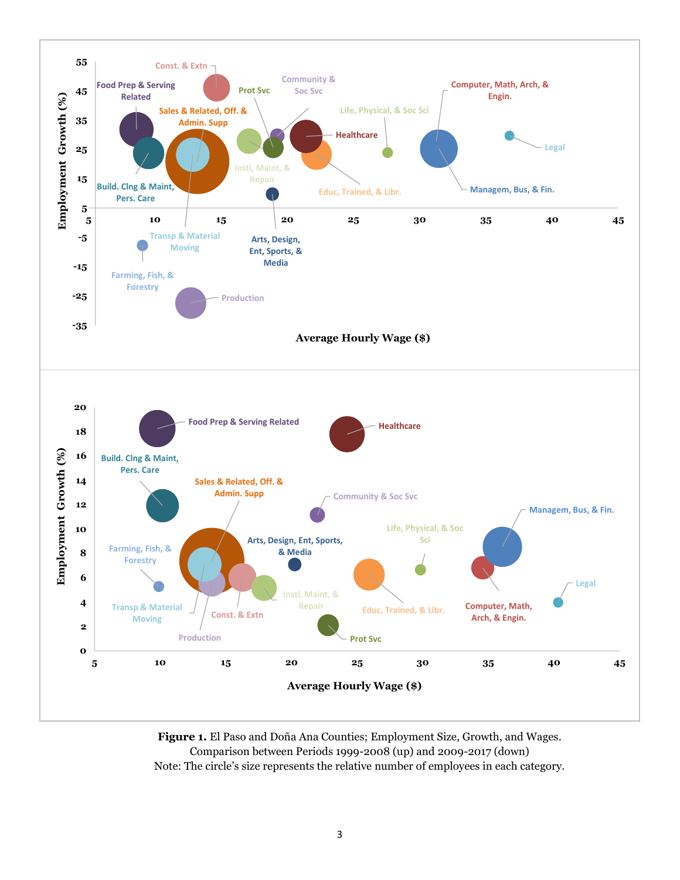**Figure 1.** El Paso and Doña Ana Counties; Employment Size, Growth, and Wages. Comparison between Periods 1999-2008 (up) and 2009-2017 (down)
Note: The circle's size represents the relative number of employees in each category.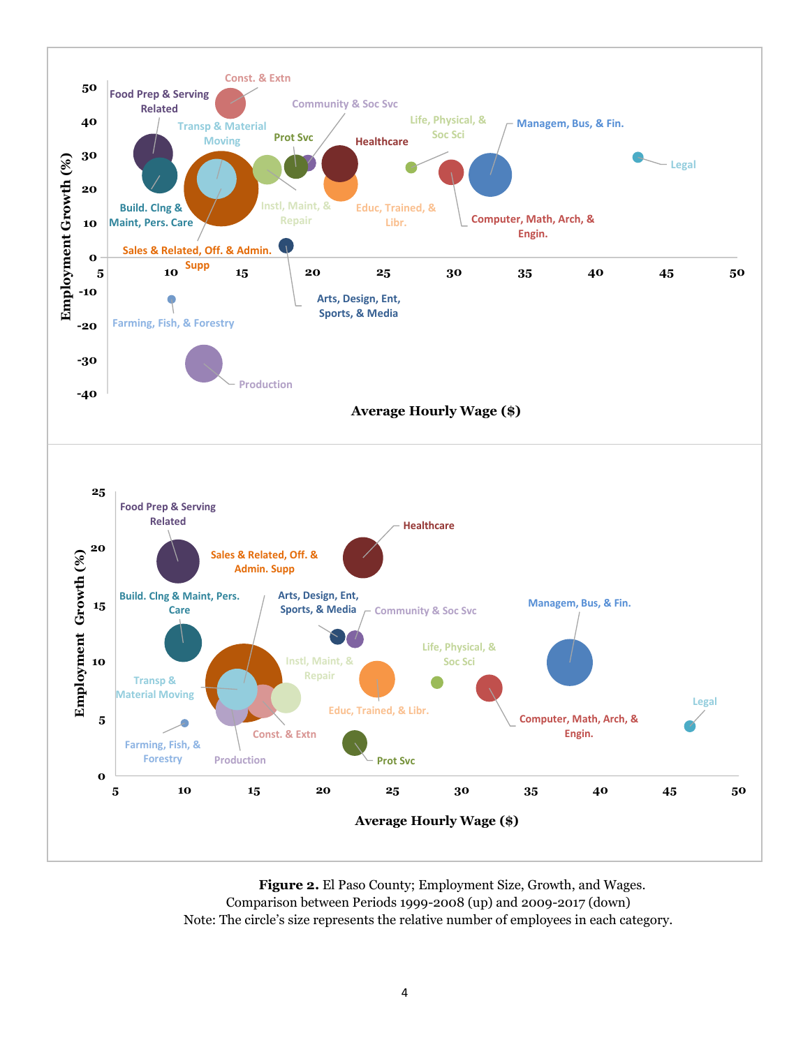**Figure 2.** El Paso County; Employment Size, Growth, and Wages. Comparison between Periods 1999-2008 (up) and 2009-2017 (down)

Note: The circle's size represents the relative number of employees in each category.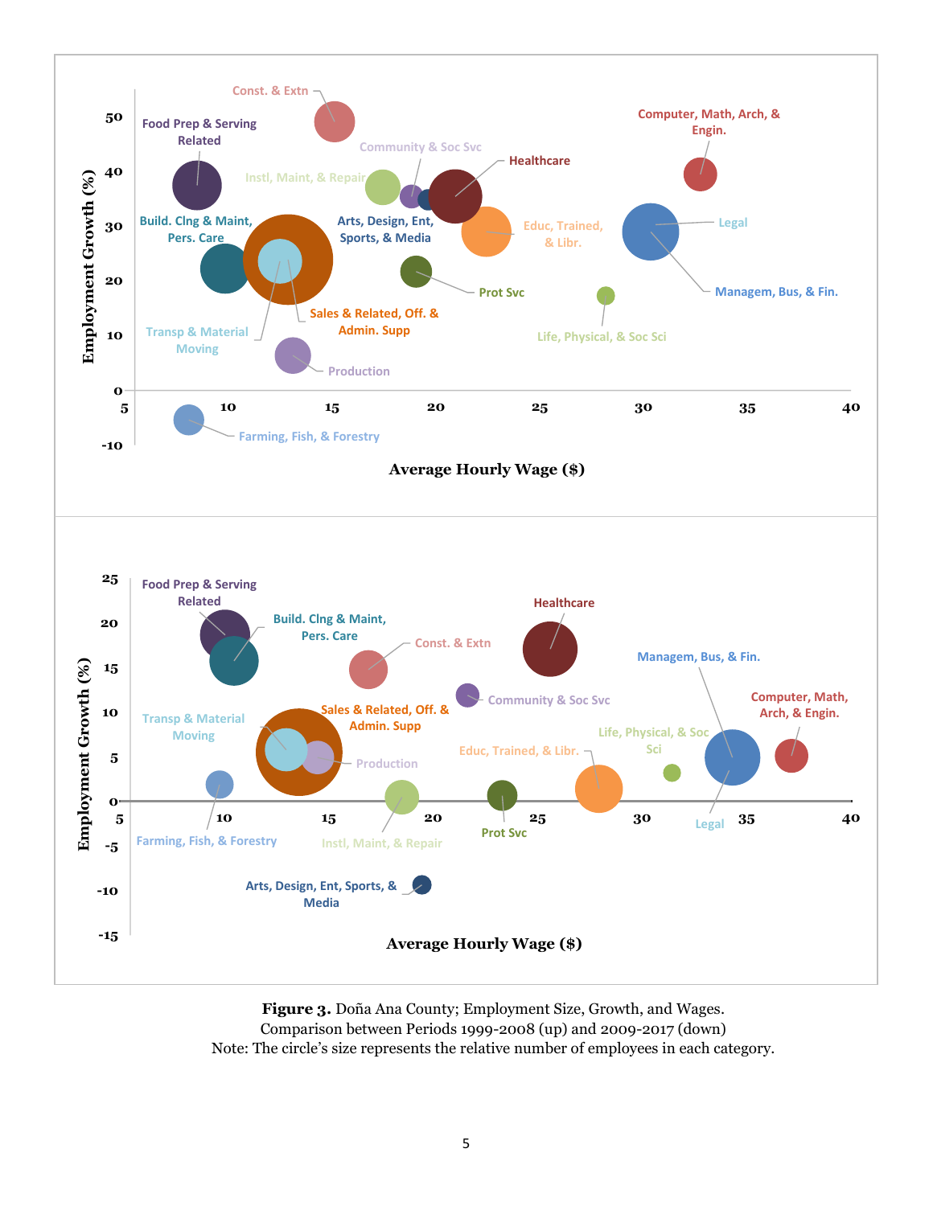Const. & Extn

Food Prep & Serving Related

Computer, Math, Arch, & Engin.

Community & Soc Svc

Healthcare

Instl, Maint, & Repair

Build. Clng & Maint, Pers. Care

Arts, Design, Ent, Sports, & Media

Educ, Trained, & Libr.

Legal

Prot Svc

Managem, Bus, & Fin.

Sales & Related, Off. & Admin. Supp

Transp & Material Moving

Life, Physical, & Soc Sci

Production

Farming, Fish, & Forestry

Employment Growth (%)

50
40
30
20
10
0
-10

5
10
15
20
25
30
35
40

Average Hourly Wage ($)

Food Prep & Serving Related

Healthcare

Build. Clng & Maint, Pers. Care

Const. & Extn

Managem, Bus, & Fin.

Community & Soc Svc

Computer, Math, Arch, & Engin.

Transp & Material Moving

Sales & Related, Off. & Admin. Supp

Life, Physical, & Soc Sci

Educ, Trained, & Libr.

Production

Farming, Fish, & Forestry

Instl, Maint, & Repair

Prot Svc

Legal

Arts, Design, Ent, Sports, & Media

Employment Growth (%)

25
20
15
10
5
0
-5
-10
-15

5
10
15
20
25
30
35
40

Average Hourly Wage ($)

**Figure 3.** Doña Ana County; Employment Size, Growth, and Wages.
Comparison between Periods 1999-2008 (up) and 2009-2017 (down)
Note: The circle's size represents the relative number of employees in each category.